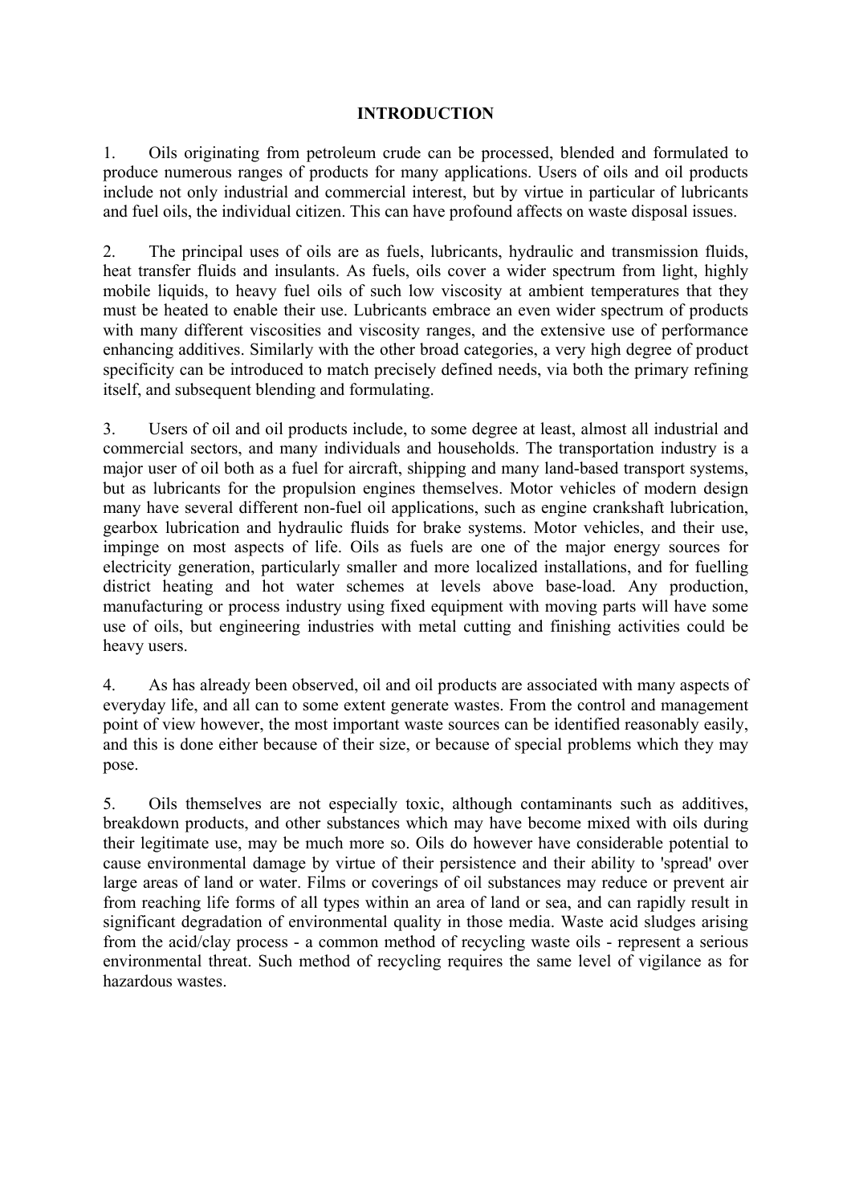# INTRODUCTION

1. Oils originating from petroleum crude can be processed, blended and formulated to produce numerous ranges of products for many applications. Users of oils and oil products include not only industrial and commercial interest, but by virtue in particular of lubricants and fuel oils, the individual citizen. This can have profound affects on waste disposal issues.

2. The principal uses of oils are as fuels, lubricants, hydraulic and transmission fluids, heat transfer fluids and insulants. As fuels, oils cover a wider spectrum from light, highly mobile liquids, to heavy fuel oils of such low viscosity at ambient temperatures that they must be heated to enable their use. Lubricants embrace an even wider spectrum of products with many different viscosities and viscosity ranges, and the extensive use of performance enhancing additives. Similarly with the other broad categories, a very high degree of product specificity can be introduced to match precisely defined needs, via both the primary refining itself, and subsequent blending and formulating.

3. Users of oil and oil products include, to some degree at least, almost all industrial and commercial sectors, and many individuals and households. The transportation industry is a major user of oil both as a fuel for aircraft, shipping and many land-based transport systems, but as lubricants for the propulsion engines themselves. Motor vehicles of modern design many have several different non-fuel oil applications, such as engine crankshaft lubrication, gearbox lubrication and hydraulic fluids for brake systems. Motor vehicles, and their use, impinge on most aspects of life. Oils as fuels are one of the major energy sources for electricity generation, particularly smaller and more localized installations, and for fuelling district heating and hot water schemes at levels above base-load. Any production, manufacturing or process industry using fixed equipment with moving parts will have some use of oils, but engineering industries with metal cutting and finishing activities could be heavy users.

4. As has already been observed, oil and oil products are associated with many aspects of everyday life, and all can to some extent generate wastes. From the control and management point of view however, the most important waste sources can be identified reasonably easily, and this is done either because of their size, or because of special problems which they may pose.

5. Oils themselves are not especially toxic, although contaminants such as additives, breakdown products, and other substances which may have become mixed with oils during their legitimate use, may be much more so. Oils do however have considerable potential to cause environmental damage by virtue of their persistence and their ability to 'spread' over large areas of land or water. Films or coverings of oil substances may reduce or prevent air from reaching life forms of all types within an area of land or sea, and can rapidly result in significant degradation of environmental quality in those media. Waste acid sludges arising from the acid/clay process - a common method of recycling waste oils - represent a serious environmental threat. Such method of recycling requires the same level of vigilance as for hazardous wastes.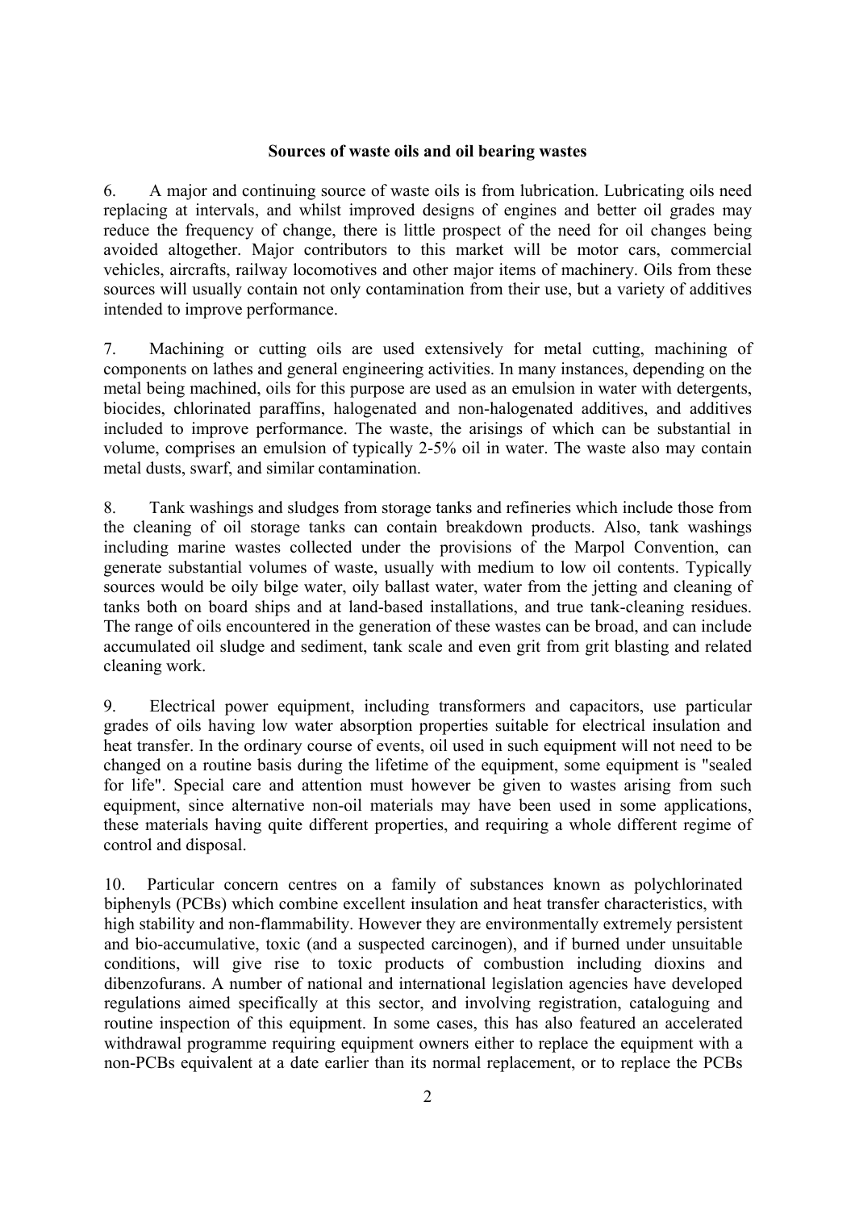**Sources of waste oils and oil bearing wastes**

6. A major and continuing source of waste oils is from lubrication. Lubricating oils need replacing at intervals, and whilst improved designs of engines and better oil grades may reduce the frequency of change, there is little prospect of the need for oil changes being avoided altogether. Major contributors to this market will be motor cars, commercial vehicles, aircrafts, railway locomotives and other major items of machinery. Oils from these sources will usually contain not only contamination from their use, but a variety of additives intended to improve performance.

7. Machining or cutting oils are used extensively for metal cutting, machining of components on lathes and general engineering activities. In many instances, depending on the metal being machined, oils for this purpose are used as an emulsion in water with detergents, biocides, chlorinated paraffins, halogenated and non-halogenated additives, and additives included to improve performance. The waste, the arisings of which can be substantial in volume, comprises an emulsion of typically 2-5% oil in water. The waste also may contain metal dusts, swarf, and similar contamination.

8. Tank washings and sludges from storage tanks and refineries which include those from the cleaning of oil storage tanks can contain breakdown products. Also, tank washings including marine wastes collected under the provisions of the Marpol Convention, can generate substantial volumes of waste, usually with medium to low oil contents. Typically sources would be oily bilge water, oily ballast water, water from the jetting and cleaning of tanks both on board ships and at land-based installations, and true tank-cleaning residues. The range of oils encountered in the generation of these wastes can be broad, and can include accumulated oil sludge and sediment, tank scale and even grit from grit blasting and related cleaning work.

9. Electrical power equipment, including transformers and capacitors, use particular grades of oils having low water absorption properties suitable for electrical insulation and heat transfer. In the ordinary course of events, oil used in such equipment will not need to be changed on a routine basis during the lifetime of the equipment, some equipment is "sealed for life". Special care and attention must however be given to wastes arising from such equipment, since alternative non-oil materials may have been used in some applications, these materials having quite different properties, and requiring a whole different regime of control and disposal.

10. Particular concern centres on a family of substances known as polychlorinated biphenyls (PCBs) which combine excellent insulation and heat transfer characteristics, with high stability and non-flammability. However they are environmentally extremely persistent and bio-accumulative, toxic (and a suspected carcinogen), and if burned under unsuitable conditions, will give rise to toxic products of combustion including dioxins and dibenzofurans. A number of national and international legislation agencies have developed regulations aimed specifically at this sector, and involving registration, cataloguing and routine inspection of this equipment. In some cases, this has also featured an accelerated withdrawal programme requiring equipment owners either to replace the equipment with a non-PCBs equivalent at a date earlier than its normal replacement, or to replace the PCBs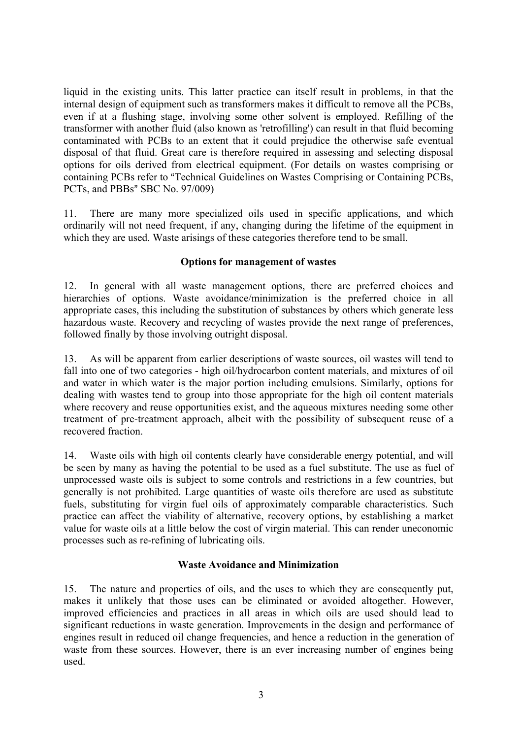liquid in the existing units. This latter practice can itself result in problems, in that the internal design of equipment such as transformers makes it difficult to remove all the PCBs, even if at a flushing stage, involving some other solvent is employed. Refilling of the transformer with another fluid (also known as 'retrofilling') can result in that fluid becoming contaminated with PCBs to an extent that it could prejudice the otherwise safe eventual disposal of that fluid. Great care is therefore required in assessing and selecting disposal options for oils derived from electrical equipment. (For details on wastes comprising or containing PCBs refer to "Technical Guidelines on Wastes Comprising or Containing PCBs, PCTs, and PBBs" SBC No. 97/009)

11. There are many more specialized oils used in specific applications, and which ordinarily will not need frequent, if any, changing during the lifetime of the equipment in which they are used. Waste arisings of these categories therefore tend to be small.

## Options for management of wastes

12. In general with all waste management options, there are preferred choices and hierarchies of options. Waste avoidance/minimization is the preferred choice in all appropriate cases, this including the substitution of substances by others which generate less hazardous waste. Recovery and recycling of wastes provide the next range of preferences, followed finally by those involving outright disposal.

13. As will be apparent from earlier descriptions of waste sources, oil wastes will tend to fall into one of two categories - high oil/hydrocarbon content materials, and mixtures of oil and water in which water is the major portion including emulsions. Similarly, options for dealing with wastes tend to group into those appropriate for the high oil content materials where recovery and reuse opportunities exist, and the aqueous mixtures needing some other treatment of pre-treatment approach, albeit with the possibility of subsequent reuse of a recovered fraction.

14. Waste oils with high oil contents clearly have considerable energy potential, and will be seen by many as having the potential to be used as a fuel substitute. The use as fuel of unprocessed waste oils is subject to some controls and restrictions in a few countries, but generally is not prohibited. Large quantities of waste oils therefore are used as substitute fuels, substituting for virgin fuel oils of approximately comparable characteristics. Such practice can affect the viability of alternative, recovery options, by establishing a market value for waste oils at a little below the cost of virgin material. This can render uneconomic processes such as re-refining of lubricating oils.

## Waste Avoidance and Minimization

15. The nature and properties of oils, and the uses to which they are consequently put, makes it unlikely that those uses can be eliminated or avoided altogether. However, improved efficiencies and practices in all areas in which oils are used should lead to significant reductions in waste generation. Improvements in the design and performance of engines result in reduced oil change frequencies, and hence a reduction in the generation of waste from these sources. However, there is an ever increasing number of engines being used.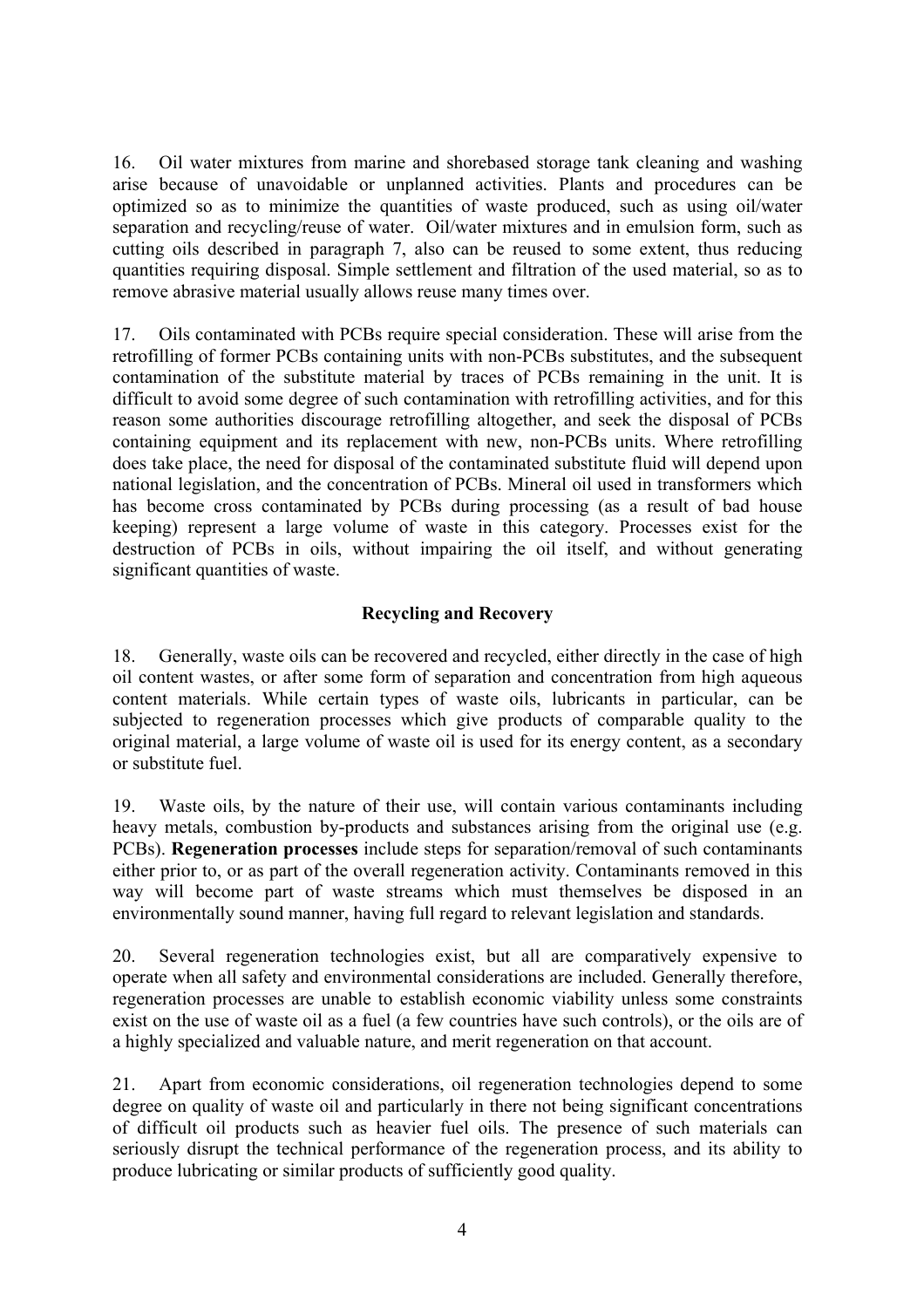16. Oil water mixtures from marine and shorebased storage tank cleaning and washing arise because of unavoidable or unplanned activities. Plants and procedures can be optimized so as to minimize the quantities of waste produced, such as using oil/water separation and recycling/reuse of water. Oil/water mixtures and in emulsion form, such as cutting oils described in paragraph 7, also can be reused to some extent, thus reducing quantities requiring disposal. Simple settlement and filtration of the used material, so as to remove abrasive material usually allows reuse many times over.

17. Oils contaminated with PCBs require special consideration. These will arise from the retrofilling of former PCBs containing units with non-PCBs substitutes, and the subsequent contamination of the substitute material by traces of PCBs remaining in the unit. It is difficult to avoid some degree of such contamination with retrofilling activities, and for this reason some authorities discourage retrofilling altogether, and seek the disposal of PCBs containing equipment and its replacement with new, non-PCBs units. Where retrofilling does take place, the need for disposal of the contaminated substitute fluid will depend upon national legislation, and the concentration of PCBs. Mineral oil used in transformers which has become cross contaminated by PCBs during processing (as a result of bad house keeping) represent a large volume of waste in this category. Processes exist for the destruction of PCBs in oils, without impairing the oil itself, and without generating significant quantities of waste.

**Recycling and Recovery**

18. Generally, waste oils can be recovered and recycled, either directly in the case of high oil content wastes, or after some form of separation and concentration from high aqueous content materials. While certain types of waste oils, lubricants in particular, can be subjected to regeneration processes which give products of comparable quality to the original material, a large volume of waste oil is used for its energy content, as a secondary or substitute fuel.

19. Waste oils, by the nature of their use, will contain various contaminants including heavy metals, combustion by-products and substances arising from the original use (e.g. PCBs). **Regeneration processes** include steps for separation/removal of such contaminants either prior to, or as part of the overall regeneration activity. Contaminants removed in this way will become part of waste streams which must themselves be disposed in an environmentally sound manner, having full regard to relevant legislation and standards.

20. Several regeneration technologies exist, but all are comparatively expensive to operate when all safety and environmental considerations are included. Generally therefore, regeneration processes are unable to establish economic viability unless some constraints exist on the use of waste oil as a fuel (a few countries have such controls), or the oils are of a highly specialized and valuable nature, and merit regeneration on that account.

21. Apart from economic considerations, oil regeneration technologies depend to some degree on quality of waste oil and particularly in there not being significant concentrations of difficult oil products such as heavier fuel oils. The presence of such materials can seriously disrupt the technical performance of the regeneration process, and its ability to produce lubricating or similar products of sufficiently good quality.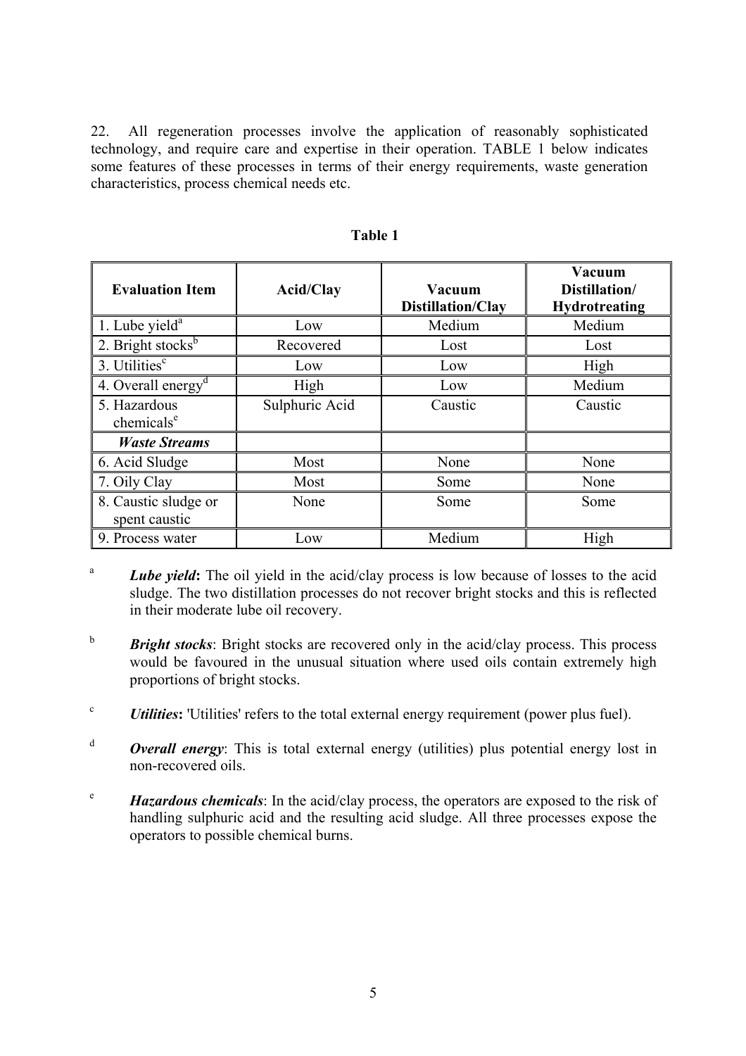22. All regeneration processes involve the application of reasonably sophisticated technology, and require care and expertise in their operation. TABLE 1 below indicates some features of these processes in terms of their energy requirements, waste generation characteristics, process chemical needs etc.

**Table 1**

| Evaluation Item | Acid/Clay | Vacuum Distillation/Clay | Vacuum Distillation/ Hydrotreating |
|---|---|---|---|
| 1. Lube yield[a] | Low | Medium | Medium |
| 2. Bright stocks[b] | Recovered | Lost | Lost |
| 3. Utilities[c] | Low | Low | High |
| 4. Overall energy[d] | High | Low | Medium |
| 5. Hazardous chemicals[e] | Sulphuric Acid | Caustic | Caustic |
| ***Waste Streams*** | | | |
| 6. Acid Sludge | Most | None | None |
| 7. Oily Clay | Most | Some | None |
| 8. Caustic sludge or spent caustic | None | Some | Some |
| 9. Process water | Low | Medium | High |

[a] ***Lube yield*****:** The oil yield in the acid/clay process is low because of losses to the acid sludge. The two distillation processes do not recover bright stocks and this is reflected in their moderate lube oil recovery.

[b] ***Bright stocks***: Bright stocks are recovered only in the acid/clay process. This process would be favoured in the unusual situation where used oils contain extremely high proportions of bright stocks.

[c] ***Utilities*****:** 'Utilities' refers to the total external energy requirement (power plus fuel).

[d] ***Overall energy***: This is total external energy (utilities) plus potential energy lost in non-recovered oils.

[e] ***Hazardous chemicals***: In the acid/clay process, the operators are exposed to the risk of handling sulphuric acid and the resulting acid sludge. All three processes expose the operators to possible chemical burns.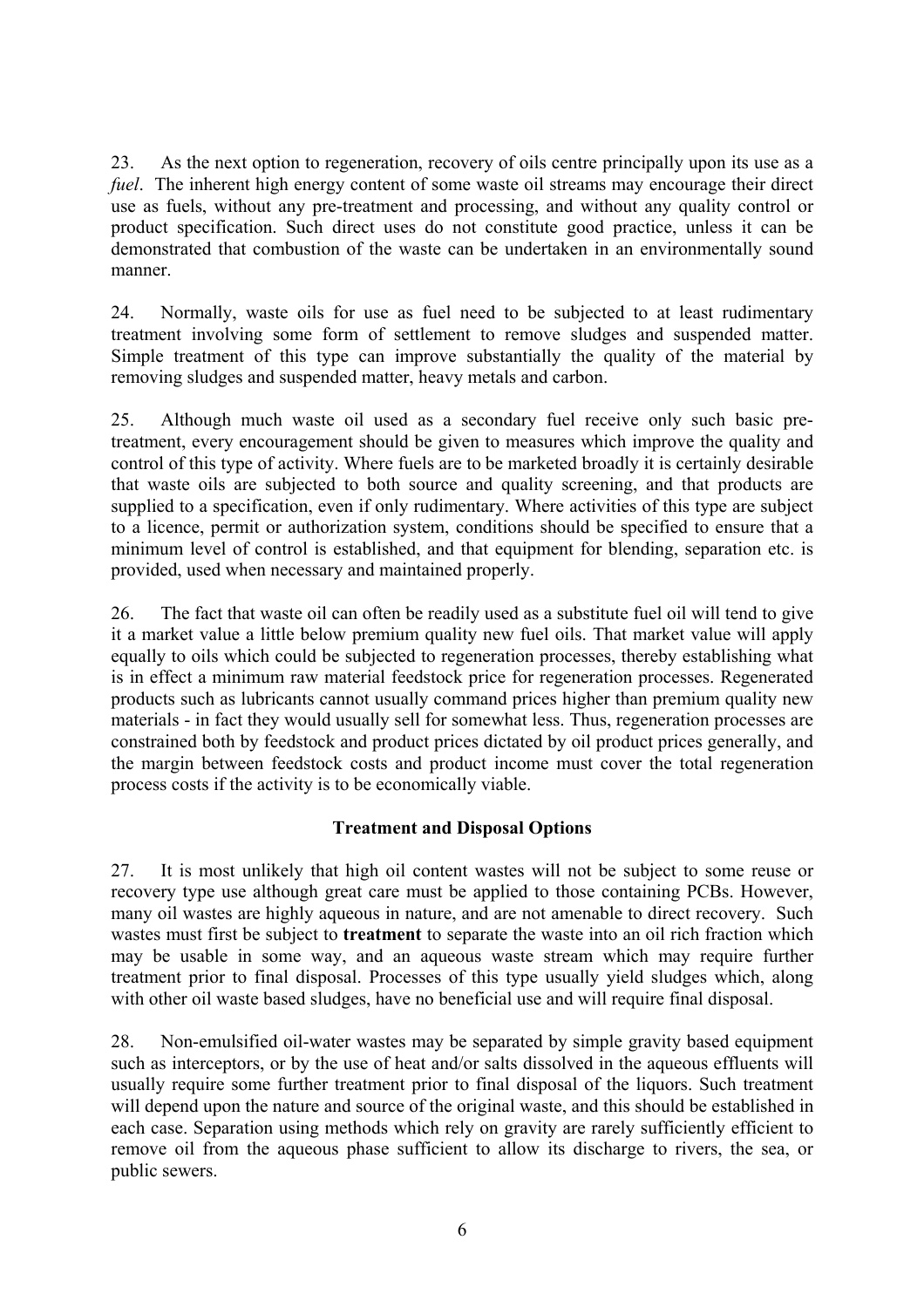23. As the next option to regeneration, recovery of oils centre principally upon its use as a *fuel*. The inherent high energy content of some waste oil streams may encourage their direct use as fuels, without any pre-treatment and processing, and without any quality control or product specification. Such direct uses do not constitute good practice, unless it can be demonstrated that combustion of the waste can be undertaken in an environmentally sound manner.

24. Normally, waste oils for use as fuel need to be subjected to at least rudimentary treatment involving some form of settlement to remove sludges and suspended matter. Simple treatment of this type can improve substantially the quality of the material by removing sludges and suspended matter, heavy metals and carbon.

25. Although much waste oil used as a secondary fuel receive only such basic pre-treatment, every encouragement should be given to measures which improve the quality and control of this type of activity. Where fuels are to be marketed broadly it is certainly desirable that waste oils are subjected to both source and quality screening, and that products are supplied to a specification, even if only rudimentary. Where activities of this type are subject to a licence, permit or authorization system, conditions should be specified to ensure that a minimum level of control is established, and that equipment for blending, separation etc. is provided, used when necessary and maintained properly.

26. The fact that waste oil can often be readily used as a substitute fuel oil will tend to give it a market value a little below premium quality new fuel oils. That market value will apply equally to oils which could be subjected to regeneration processes, thereby establishing what is in effect a minimum raw material feedstock price for regeneration processes. Regenerated products such as lubricants cannot usually command prices higher than premium quality new materials - in fact they would usually sell for somewhat less. Thus, regeneration processes are constrained both by feedstock and product prices dictated by oil product prices generally, and the margin between feedstock costs and product income must cover the total regeneration process costs if the activity is to be economically viable.

**Treatment and Disposal Options**

27. It is most unlikely that high oil content wastes will not be subject to some reuse or recovery type use although great care must be applied to those containing PCBs. However, many oil wastes are highly aqueous in nature, and are not amenable to direct recovery. Such wastes must first be subject to **treatment** to separate the waste into an oil rich fraction which may be usable in some way, and an aqueous waste stream which may require further treatment prior to final disposal. Processes of this type usually yield sludges which, along with other oil waste based sludges, have no beneficial use and will require final disposal.

28. Non-emulsified oil-water wastes may be separated by simple gravity based equipment such as interceptors, or by the use of heat and/or salts dissolved in the aqueous effluents will usually require some further treatment prior to final disposal of the liquors. Such treatment will depend upon the nature and source of the original waste, and this should be established in each case. Separation using methods which rely on gravity are rarely sufficiently efficient to remove oil from the aqueous phase sufficient to allow its discharge to rivers, the sea, or public sewers.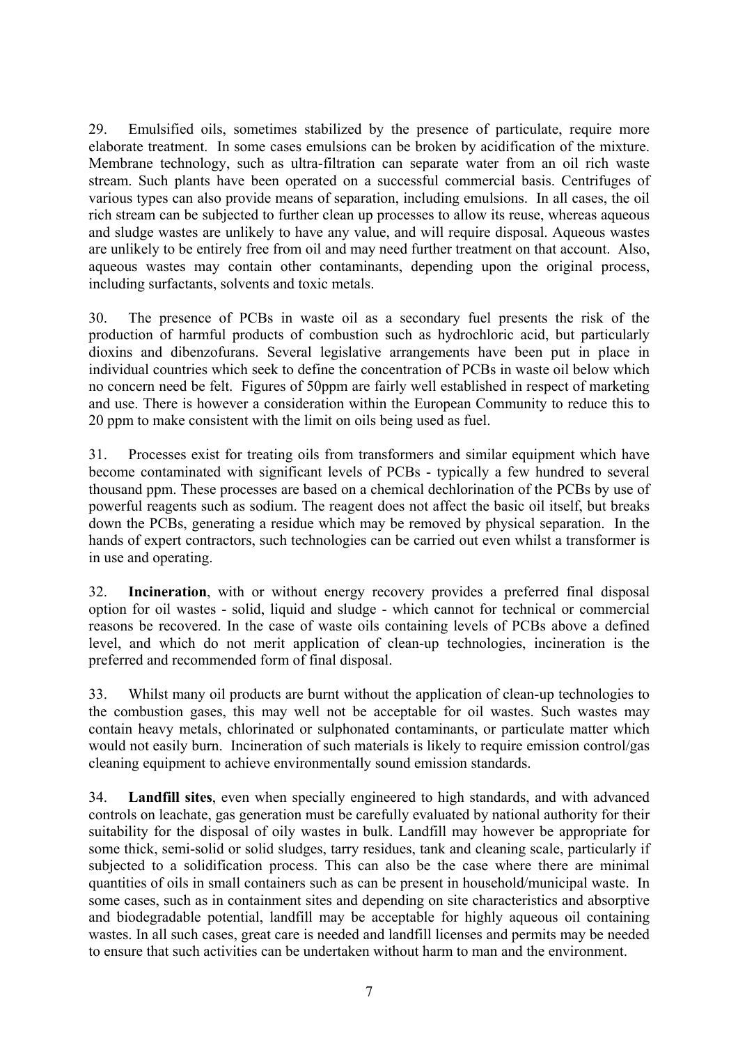29. Emulsified oils, sometimes stabilized by the presence of particulate, require more elaborate treatment. In some cases emulsions can be broken by acidification of the mixture. Membrane technology, such as ultra-filtration can separate water from an oil rich waste stream. Such plants have been operated on a successful commercial basis. Centrifuges of various types can also provide means of separation, including emulsions. In all cases, the oil rich stream can be subjected to further clean up processes to allow its reuse, whereas aqueous and sludge wastes are unlikely to have any value, and will require disposal. Aqueous wastes are unlikely to be entirely free from oil and may need further treatment on that account. Also, aqueous wastes may contain other contaminants, depending upon the original process, including surfactants, solvents and toxic metals.

30. The presence of PCBs in waste oil as a secondary fuel presents the risk of the production of harmful products of combustion such as hydrochloric acid, but particularly dioxins and dibenzofurans. Several legislative arrangements have been put in place in individual countries which seek to define the concentration of PCBs in waste oil below which no concern need be felt. Figures of 50ppm are fairly well established in respect of marketing and use. There is however a consideration within the European Community to reduce this to 20 ppm to make consistent with the limit on oils being used as fuel.

31. Processes exist for treating oils from transformers and similar equipment which have become contaminated with significant levels of PCBs - typically a few hundred to several thousand ppm. These processes are based on a chemical dechlorination of the PCBs by use of powerful reagents such as sodium. The reagent does not affect the basic oil itself, but breaks down the PCBs, generating a residue which may be removed by physical separation. In the hands of expert contractors, such technologies can be carried out even whilst a transformer is in use and operating.

32. **Incineration**, with or without energy recovery provides a preferred final disposal option for oil wastes - solid, liquid and sludge - which cannot for technical or commercial reasons be recovered. In the case of waste oils containing levels of PCBs above a defined level, and which do not merit application of clean-up technologies, incineration is the preferred and recommended form of final disposal.

33. Whilst many oil products are burnt without the application of clean-up technologies to the combustion gases, this may well not be acceptable for oil wastes. Such wastes may contain heavy metals, chlorinated or sulphonated contaminants, or particulate matter which would not easily burn. Incineration of such materials is likely to require emission control/gas cleaning equipment to achieve environmentally sound emission standards.

34. **Landfill sites**, even when specially engineered to high standards, and with advanced controls on leachate, gas generation must be carefully evaluated by national authority for their suitability for the disposal of oily wastes in bulk. Landfill may however be appropriate for some thick, semi-solid or solid sludges, tarry residues, tank and cleaning scale, particularly if subjected to a solidification process. This can also be the case where there are minimal quantities of oils in small containers such as can be present in household/municipal waste. In some cases, such as in containment sites and depending on site characteristics and absorptive and biodegradable potential, landfill may be acceptable for highly aqueous oil containing wastes. In all such cases, great care is needed and landfill licenses and permits may be needed to ensure that such activities can be undertaken without harm to man and the environment.